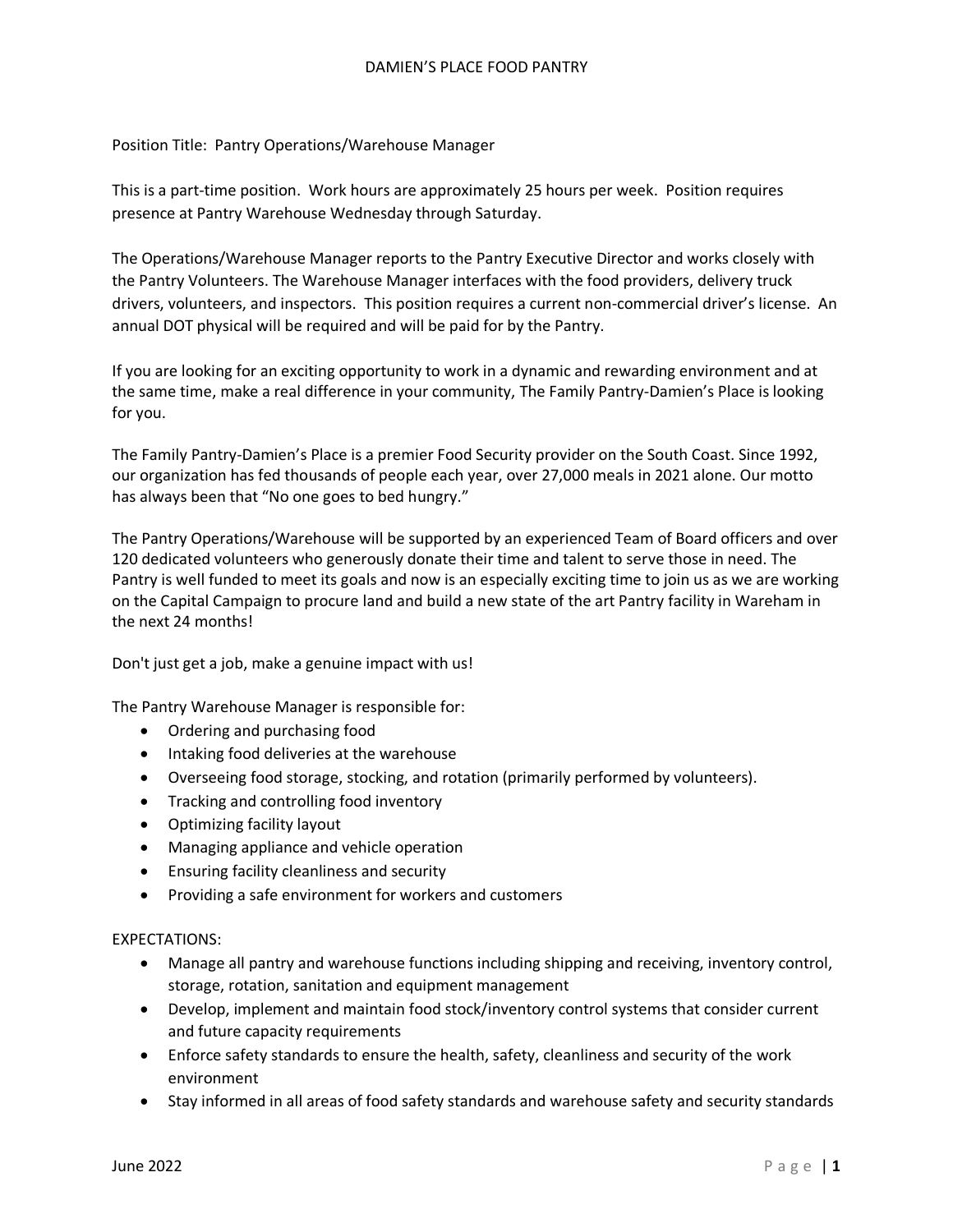# DAMIEN'S PLACE FOOD PANTRY

Position Title: Pantry Operations/Warehouse Manager

This is a part-time position. Work hours are approximately 25 hours per week. Position requires presence at Pantry Warehouse Wednesday through Saturday.

The Operations/Warehouse Manager reports to the Pantry Executive Director and works closely with the Pantry Volunteers. The Warehouse Manager interfaces with the food providers, delivery truck drivers, volunteers, and inspectors. This position requires a current non-commercial driver's license. An annual DOT physical will be required and will be paid for by the Pantry.

If you are looking for an exciting opportunity to work in a dynamic and rewarding environment and at the same time, make a real difference in your community, The Family Pantry-Damien's Place is looking for you.

The Family Pantry-Damien's Place is a premier Food Security provider on the South Coast. Since 1992, our organization has fed thousands of people each year, over 27,000 meals in 2021 alone. Our motto has always been that "No one goes to bed hungry."

The Pantry Operations/Warehouse will be supported by an experienced Team of Board officers and over 120 dedicated volunteers who generously donate their time and talent to serve those in need. The Pantry is well funded to meet its goals and now is an especially exciting time to join us as we are working on the Capital Campaign to procure land and build a new state of the art Pantry facility in Wareham in the next 24 months!

Don't just get a job, make a genuine impact with us!

The Pantry Warehouse Manager is responsible for:

- Ordering and purchasing food
- Intaking food deliveries at the warehouse
- Overseeing food storage, stocking, and rotation (primarily performed by volunteers).
- Tracking and controlling food inventory
- Optimizing facility layout
- Managing appliance and vehicle operation
- Ensuring facility cleanliness and security
- Providing a safe environment for workers and customers

EXPECTATIONS:

- Manage all pantry and warehouse functions including shipping and receiving, inventory control, storage, rotation, sanitation and equipment management
- Develop, implement and maintain food stock/inventory control systems that consider current and future capacity requirements
- Enforce safety standards to ensure the health, safety, cleanliness and security of the work environment
- Stay informed in all areas of food safety standards and warehouse safety and security standards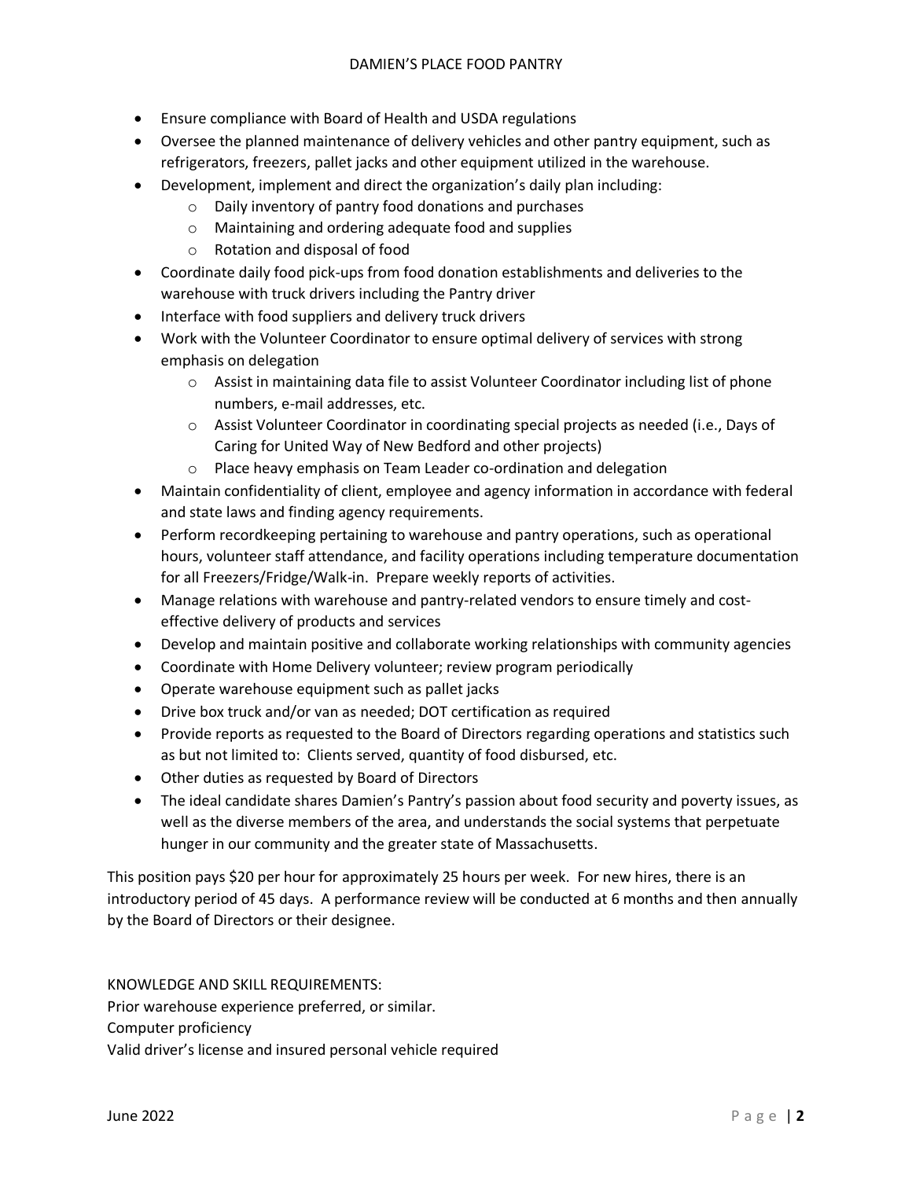- Ensure compliance with Board of Health and USDA regulations
- Oversee the planned maintenance of delivery vehicles and other pantry equipment, such as refrigerators, freezers, pallet jacks and other equipment utilized in the warehouse.
- Development, implement and direct the organization's daily plan including:
  - Daily inventory of pantry food donations and purchases
  - Maintaining and ordering adequate food and supplies
  - Rotation and disposal of food
- Coordinate daily food pick-ups from food donation establishments and deliveries to the warehouse with truck drivers including the Pantry driver
- Interface with food suppliers and delivery truck drivers
- Work with the Volunteer Coordinator to ensure optimal delivery of services with strong emphasis on delegation
  - Assist in maintaining data file to assist Volunteer Coordinator including list of phone numbers, e-mail addresses, etc.
  - Assist Volunteer Coordinator in coordinating special projects as needed (i.e., Days of Caring for United Way of New Bedford and other projects)
  - Place heavy emphasis on Team Leader co-ordination and delegation
- Maintain confidentiality of client, employee and agency information in accordance with federal and state laws and finding agency requirements.
- Perform recordkeeping pertaining to warehouse and pantry operations, such as operational hours, volunteer staff attendance, and facility operations including temperature documentation for all Freezers/Fridge/Walk-in. Prepare weekly reports of activities.
- Manage relations with warehouse and pantry-related vendors to ensure timely and cost-effective delivery of products and services
- Develop and maintain positive and collaborate working relationships with community agencies
- Coordinate with Home Delivery volunteer; review program periodically
- Operate warehouse equipment such as pallet jacks
- Drive box truck and/or van as needed; DOT certification as required
- Provide reports as requested to the Board of Directors regarding operations and statistics such as but not limited to: Clients served, quantity of food disbursed, etc.
- Other duties as requested by Board of Directors
- The ideal candidate shares Damien's Pantry's passion about food security and poverty issues, as well as the diverse members of the area, and understands the social systems that perpetuate hunger in our community and the greater state of Massachusetts.

This position pays $20 per hour for approximately 25 hours per week. For new hires, there is an introductory period of 45 days. A performance review will be conducted at 6 months and then annually by the Board of Directors or their designee.

KNOWLEDGE AND SKILL REQUIREMENTS:

Prior warehouse experience preferred, or similar.

Computer proficiency

Valid driver's license and insured personal vehicle required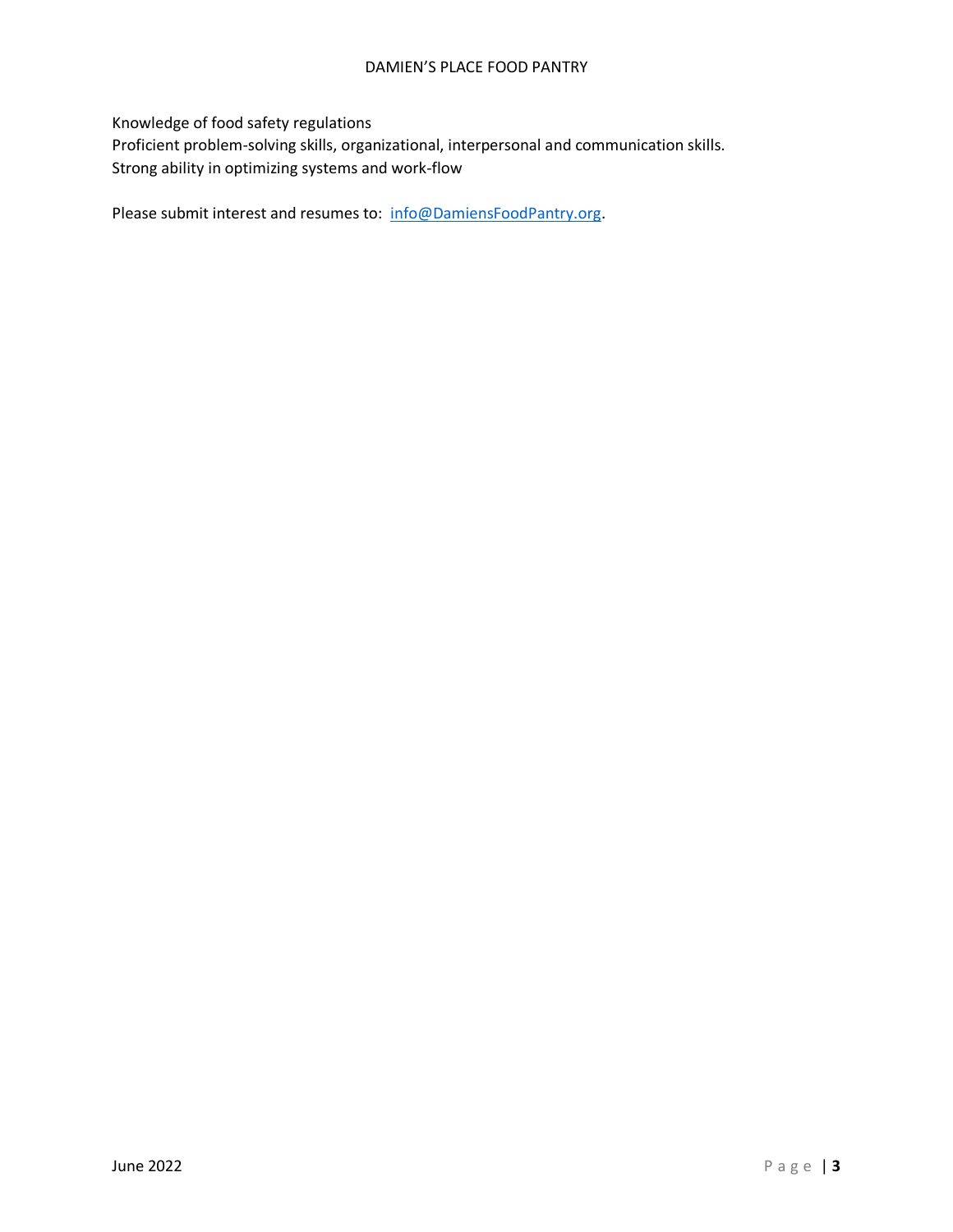Knowledge of food safety regulations
Proficient problem-solving skills, organizational, interpersonal and communication skills.
Strong ability in optimizing systems and work-flow

Please submit interest and resumes to: info@DamiensFoodPantry.org.